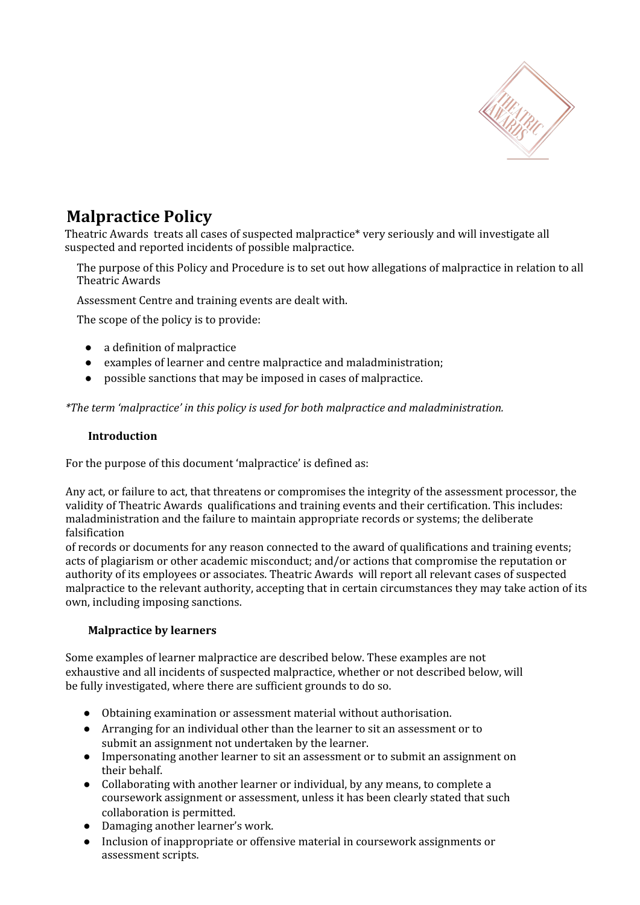# Malpractice Policy

Theatric Awards treats all cases of suspected malpractice* very seriously and will investigate all suspected and reported incidents of possible malpractice.

The purpose of this Policy and Procedure is to set out how allegations of malpractice in relation to all Theatric Awards

Assessment Centre and training events are dealt with.

The scope of the policy is to provide:

- a definition of malpractice
- examples of learner and centre malpractice and maladministration;
- possible sanctions that may be imposed in cases of malpractice.

*\*The term 'malpractice' in this policy is used for both malpractice and maladministration.*

## Introduction

For the purpose of this document 'malpractice' is defined as:

Any act, or failure to act, that threatens or compromises the integrity of the assessment processor, the validity of Theatric Awards qualifications and training events and their certification. This includes: maladministration and the failure to maintain appropriate records or systems; the deliberate falsification of records or documents for any reason connected to the award of qualifications and training events; acts of plagiarism or other academic misconduct; and/or actions that compromise the reputation or authority of its employees or associates. Theatric Awards will report all relevant cases of suspected malpractice to the relevant authority, accepting that in certain circumstances they may take action of its own, including imposing sanctions.

## Malpractice by learners

Some examples of learner malpractice are described below. These examples are not exhaustive and all incidents of suspected malpractice, whether or not described below, will be fully investigated, where there are sufficient grounds to do so.

- Obtaining examination or assessment material without authorisation.
- Arranging for an individual other than the learner to sit an assessment or to submit an assignment not undertaken by the learner.
- Impersonating another learner to sit an assessment or to submit an assignment on their behalf.
- Collaborating with another learner or individual, by any means, to complete a coursework assignment or assessment, unless it has been clearly stated that such collaboration is permitted.
- Damaging another learner's work.
- Inclusion of inappropriate or offensive material in coursework assignments or assessment scripts.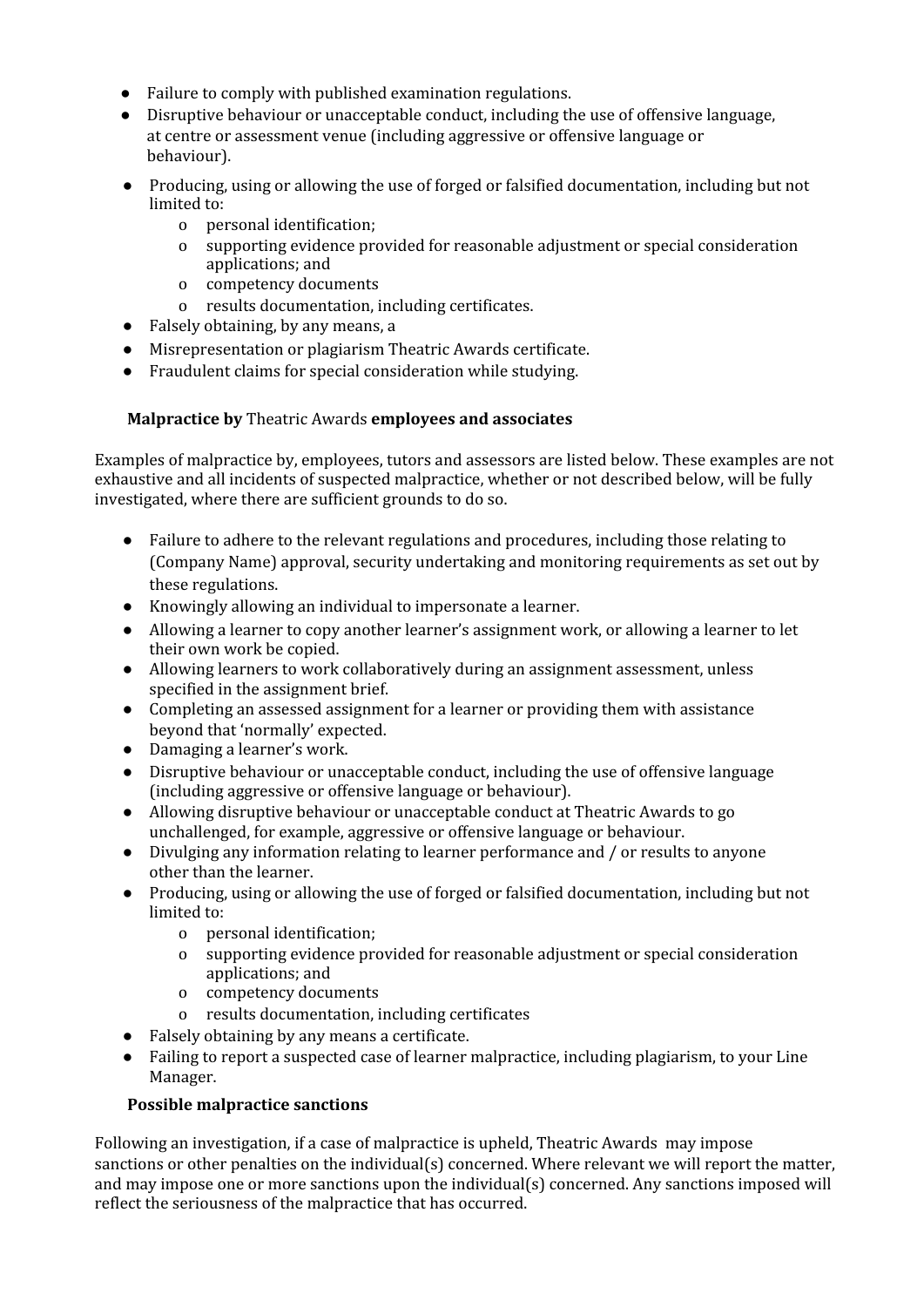- Failure to comply with published examination regulations.
- Disruptive behaviour or unacceptable conduct, including the use of offensive language, at centre or assessment venue (including aggressive or offensive language or behaviour).
- Producing, using or allowing the use of forged or falsified documentation, including but not limited to:
    - personal identification;
    - supporting evidence provided for reasonable adjustment or special consideration applications; and
    - competency documents
    - results documentation, including certificates.
- Falsely obtaining, by any means, a
- Misrepresentation or plagiarism Theatric Awards certificate.
- Fraudulent claims for special consideration while studying.

**Malpractice by** Theatric Awards **employees and associates**

Examples of malpractice by, employees, tutors and assessors are listed below. These examples are not exhaustive and all incidents of suspected malpractice, whether or not described below, will be fully investigated, where there are sufficient grounds to do so.

- Failure to adhere to the relevant regulations and procedures, including those relating to (Company Name) approval, security undertaking and monitoring requirements as set out by these regulations.
- Knowingly allowing an individual to impersonate a learner.
- Allowing a learner to copy another learner's assignment work, or allowing a learner to let their own work be copied.
- Allowing learners to work collaboratively during an assignment assessment, unless specified in the assignment brief.
- Completing an assessed assignment for a learner or providing them with assistance beyond that 'normally' expected.
- Damaging a learner's work.
- Disruptive behaviour or unacceptable conduct, including the use of offensive language (including aggressive or offensive language or behaviour).
- Allowing disruptive behaviour or unacceptable conduct at Theatric Awards to go unchallenged, for example, aggressive or offensive language or behaviour.
- Divulging any information relating to learner performance and / or results to anyone other than the learner.
- Producing, using or allowing the use of forged or falsified documentation, including but not limited to:
    - personal identification;
    - supporting evidence provided for reasonable adjustment or special consideration applications; and
    - competency documents
    - results documentation, including certificates
- Falsely obtaining by any means a certificate.
- Failing to report a suspected case of learner malpractice, including plagiarism, to your Line Manager.

**Possible malpractice sanctions**

Following an investigation, if a case of malpractice is upheld, Theatric Awards may impose sanctions or other penalties on the individual(s) concerned. Where relevant we will report the matter, and may impose one or more sanctions upon the individual(s) concerned. Any sanctions imposed will reflect the seriousness of the malpractice that has occurred.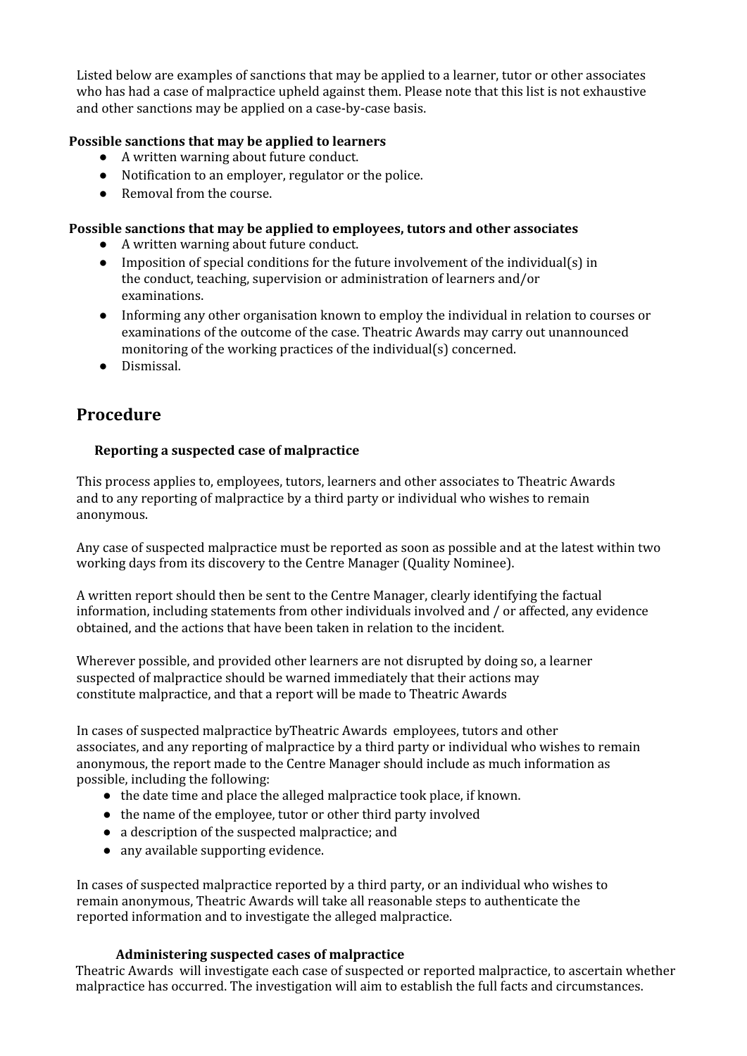Listed below are examples of sanctions that may be applied to a learner, tutor or other associates who has had a case of malpractice upheld against them. Please note that this list is not exhaustive and other sanctions may be applied on a case-by-case basis.

**Possible sanctions that may be applied to learners**

- A written warning about future conduct.
- Notification to an employer, regulator or the police.
- Removal from the course.

**Possible sanctions that may be applied to employees, tutors and other associates**

- A written warning about future conduct.
- Imposition of special conditions for the future involvement of the individual(s) in the conduct, teaching, supervision or administration of learners and/or examinations.
- Informing any other organisation known to employ the individual in relation to courses or examinations of the outcome of the case. Theatric Awards may carry out unannounced monitoring of the working practices of the individual(s) concerned.
- Dismissal.

## Procedure

### Reporting a suspected case of malpractice

This process applies to, employees, tutors, learners and other associates to Theatric Awards and to any reporting of malpractice by a third party or individual who wishes to remain anonymous.

Any case of suspected malpractice must be reported as soon as possible and at the latest within two working days from its discovery to the Centre Manager (Quality Nominee).

A written report should then be sent to the Centre Manager, clearly identifying the factual information, including statements from other individuals involved and / or affected, any evidence obtained, and the actions that have been taken in relation to the incident.

Wherever possible, and provided other learners are not disrupted by doing so, a learner suspected of malpractice should be warned immediately that their actions may constitute malpractice, and that a report will be made to Theatric Awards

In cases of suspected malpractice byTheatric Awards employees, tutors and other associates, and any reporting of malpractice by a third party or individual who wishes to remain anonymous, the report made to the Centre Manager should include as much information as possible, including the following:

- the date time and place the alleged malpractice took place, if known.
- the name of the employee, tutor or other third party involved
- a description of the suspected malpractice; and
- any available supporting evidence.

In cases of suspected malpractice reported by a third party, or an individual who wishes to remain anonymous, Theatric Awards will take all reasonable steps to authenticate the reported information and to investigate the alleged malpractice.

### Administering suspected cases of malpractice

Theatric Awards will investigate each case of suspected or reported malpractice, to ascertain whether malpractice has occurred. The investigation will aim to establish the full facts and circumstances.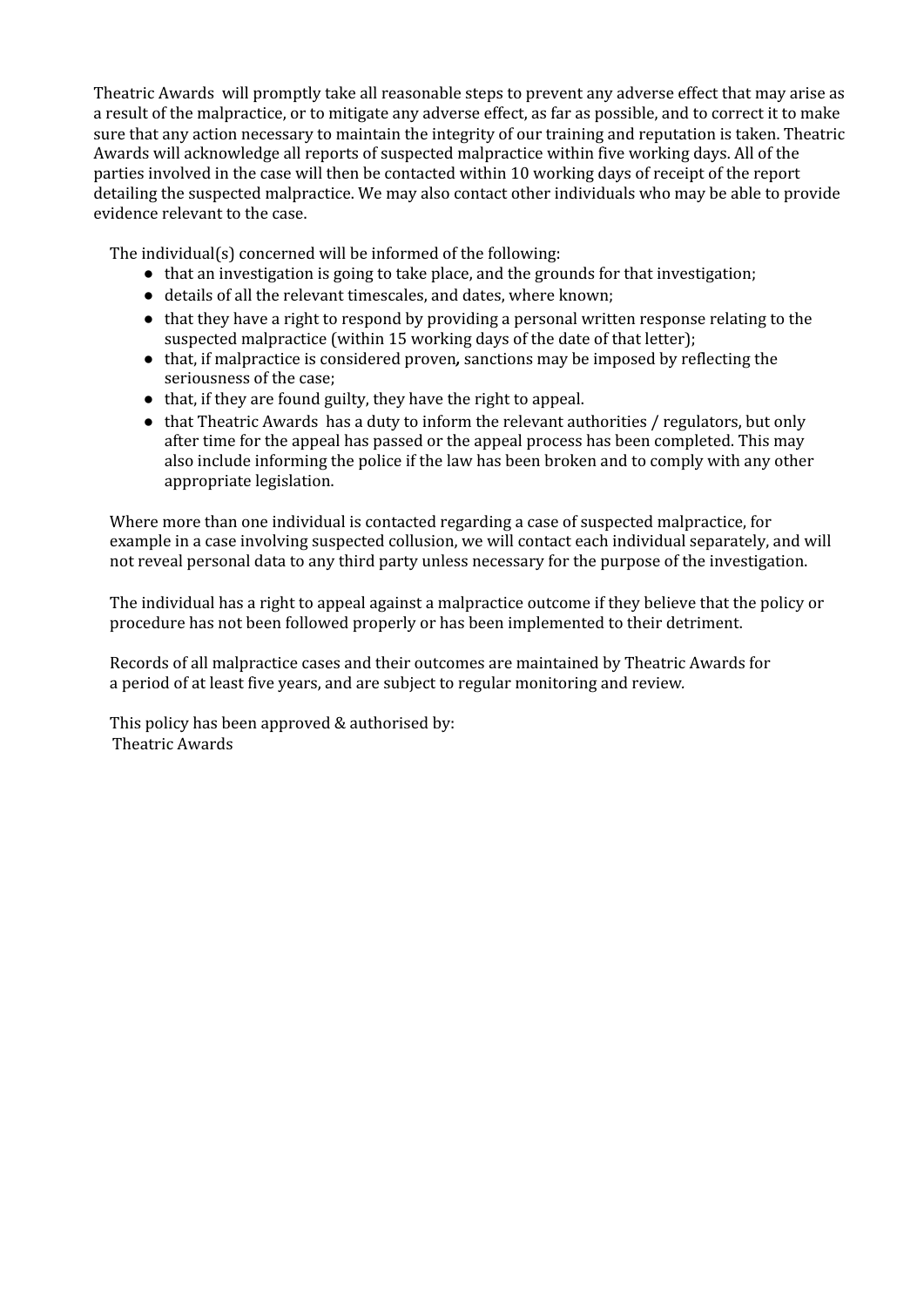Theatric Awards will promptly take all reasonable steps to prevent any adverse effect that may arise as a result of the malpractice, or to mitigate any adverse effect, as far as possible, and to correct it to make sure that any action necessary to maintain the integrity of our training and reputation is taken. Theatric Awards will acknowledge all reports of suspected malpractice within five working days. All of the parties involved in the case will then be contacted within 10 working days of receipt of the report detailing the suspected malpractice. We may also contact other individuals who may be able to provide evidence relevant to the case.

The individual(s) concerned will be informed of the following:

- that an investigation is going to take place, and the grounds for that investigation;
- details of all the relevant timescales, and dates, where known;
- that they have a right to respond by providing a personal written response relating to the suspected malpractice (within 15 working days of the date of that letter);
- that, if malpractice is considered proven**,** sanctions may be imposed by reflecting the seriousness of the case;
- that, if they are found guilty, they have the right to appeal.
- that Theatric Awards has a duty to inform the relevant authorities / regulators, but only after time for the appeal has passed or the appeal process has been completed. This may also include informing the police if the law has been broken and to comply with any other appropriate legislation.

Where more than one individual is contacted regarding a case of suspected malpractice, for example in a case involving suspected collusion, we will contact each individual separately, and will not reveal personal data to any third party unless necessary for the purpose of the investigation.

The individual has a right to appeal against a malpractice outcome if they believe that the policy or procedure has not been followed properly or has been implemented to their detriment.

Records of all malpractice cases and their outcomes are maintained by Theatric Awards for a period of at least five years, and are subject to regular monitoring and review.

This policy has been approved & authorised by:
Theatric Awards